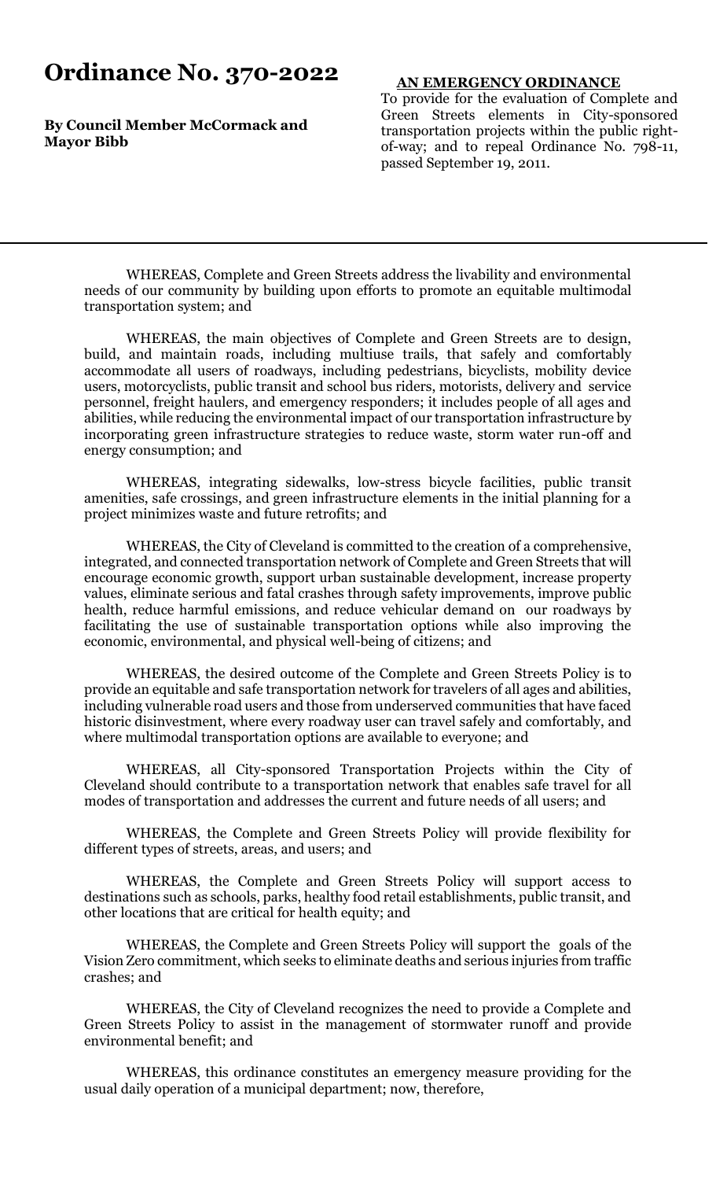# Ordinance No. 370-2022

**By Council Member McCormack and Mayor Bibb**

**AN EMERGENCY ORDINANCE**

To provide for the evaluation of Complete and Green Streets elements in City-sponsored transportation projects within the public right-of-way; and to repeal Ordinance No. 798-11, passed September 19, 2011.

---

WHEREAS, Complete and Green Streets address the livability and environmental needs of our community by building upon efforts to promote an equitable multimodal transportation system; and

WHEREAS, the main objectives of Complete and Green Streets are to design, build, and maintain roads, including multiuse trails, that safely and comfortably accommodate all users of roadways, including pedestrians, bicyclists, mobility device users, motorcyclists, public transit and school bus riders, motorists, delivery and service personnel, freight haulers, and emergency responders; it includes people of all ages and abilities, while reducing the environmental impact of our transportation infrastructure by incorporating green infrastructure strategies to reduce waste, storm water run-off and energy consumption; and

WHEREAS, integrating sidewalks, low-stress bicycle facilities, public transit amenities, safe crossings, and green infrastructure elements in the initial planning for a project minimizes waste and future retrofits; and

WHEREAS, the City of Cleveland is committed to the creation of a comprehensive, integrated, and connected transportation network of Complete and Green Streets that will encourage economic growth, support urban sustainable development, increase property values, eliminate serious and fatal crashes through safety improvements, improve public health, reduce harmful emissions, and reduce vehicular demand on our roadways by facilitating the use of sustainable transportation options while also improving the economic, environmental, and physical well-being of citizens; and

WHEREAS, the desired outcome of the Complete and Green Streets Policy is to provide an equitable and safe transportation network for travelers of all ages and abilities, including vulnerable road users and those from underserved communities that have faced historic disinvestment, where every roadway user can travel safely and comfortably, and where multimodal transportation options are available to everyone; and

WHEREAS, all City-sponsored Transportation Projects within the City of Cleveland should contribute to a transportation network that enables safe travel for all modes of transportation and addresses the current and future needs of all users; and

WHEREAS, the Complete and Green Streets Policy will provide flexibility for different types of streets, areas, and users; and

WHEREAS, the Complete and Green Streets Policy will support access to destinations such as schools, parks, healthy food retail establishments, public transit, and other locations that are critical for health equity; and

WHEREAS, the Complete and Green Streets Policy will support the goals of the Vision Zero commitment, which seeks to eliminate deaths and serious injuries from traffic crashes; and

WHEREAS, the City of Cleveland recognizes the need to provide a Complete and Green Streets Policy to assist in the management of stormwater runoff and provide environmental benefit; and

WHEREAS, this ordinance constitutes an emergency measure providing for the usual daily operation of a municipal department; now, therefore,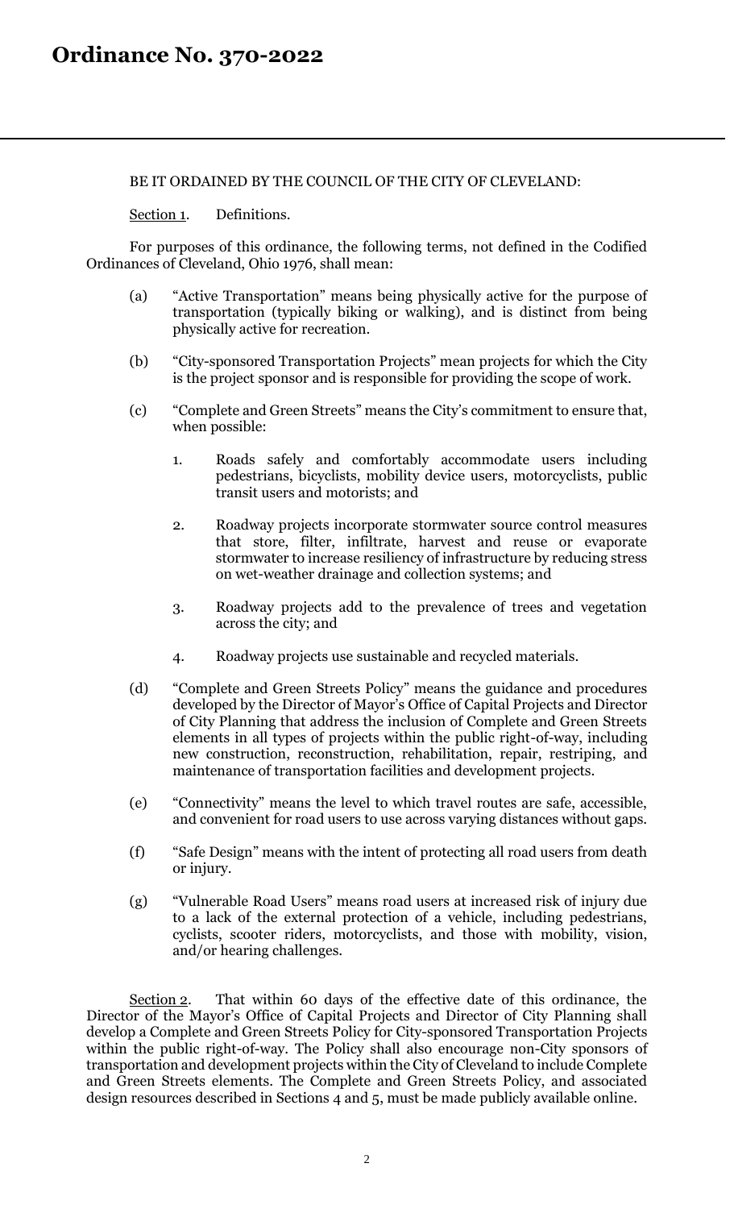# Ordinance No. 370-2022

BE IT ORDAINED BY THE COUNCIL OF THE CITY OF CLEVELAND:

Section 1. Definitions.

For purposes of this ordinance, the following terms, not defined in the Codified Ordinances of Cleveland, Ohio 1976, shall mean:

(a) "Active Transportation" means being physically active for the purpose of transportation (typically biking or walking), and is distinct from being physically active for recreation.

(b) "City-sponsored Transportation Projects" mean projects for which the City is the project sponsor and is responsible for providing the scope of work.

(c) "Complete and Green Streets" means the City's commitment to ensure that, when possible:

1. Roads safely and comfortably accommodate users including pedestrians, bicyclists, mobility device users, motorcyclists, public transit users and motorists; and

2. Roadway projects incorporate stormwater source control measures that store, filter, infiltrate, harvest and reuse or evaporate stormwater to increase resiliency of infrastructure by reducing stress on wet-weather drainage and collection systems; and

3. Roadway projects add to the prevalence of trees and vegetation across the city; and

4. Roadway projects use sustainable and recycled materials.

(d) "Complete and Green Streets Policy" means the guidance and procedures developed by the Director of Mayor's Office of Capital Projects and Director of City Planning that address the inclusion of Complete and Green Streets elements in all types of projects within the public right-of-way, including new construction, reconstruction, rehabilitation, repair, restriping, and maintenance of transportation facilities and development projects.

(e) "Connectivity" means the level to which travel routes are safe, accessible, and convenient for road users to use across varying distances without gaps.

(f) "Safe Design" means with the intent of protecting all road users from death or injury.

(g) "Vulnerable Road Users" means road users at increased risk of injury due to a lack of the external protection of a vehicle, including pedestrians, cyclists, scooter riders, motorcyclists, and those with mobility, vision, and/or hearing challenges.

Section 2. That within 60 days of the effective date of this ordinance, the Director of the Mayor's Office of Capital Projects and Director of City Planning shall develop a Complete and Green Streets Policy for City-sponsored Transportation Projects within the public right-of-way. The Policy shall also encourage non-City sponsors of transportation and development projects within the City of Cleveland to include Complete and Green Streets elements. The Complete and Green Streets Policy, and associated design resources described in Sections 4 and 5, must be made publicly available online.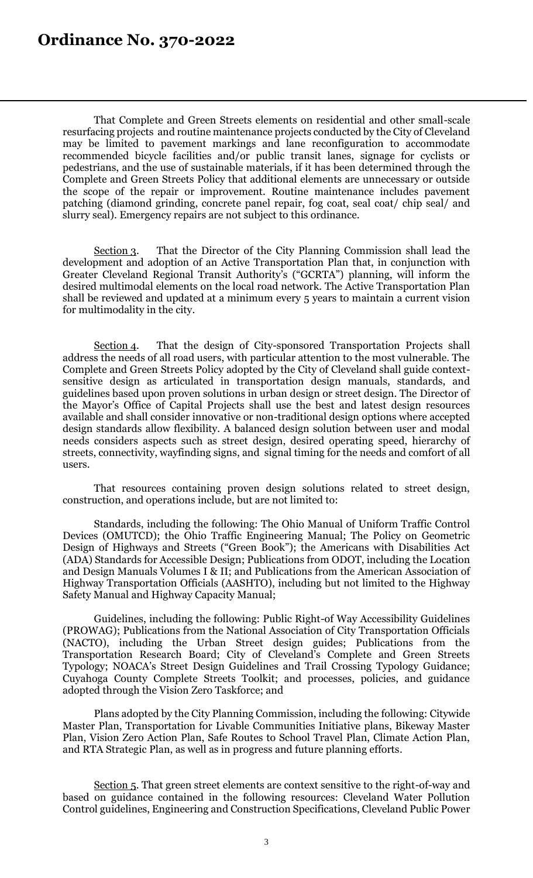# Ordinance No. 370-2022

That Complete and Green Streets elements on residential and other small-scale resurfacing projects and routine maintenance projects conducted by the City of Cleveland may be limited to pavement markings and lane reconfiguration to accommodate recommended bicycle facilities and/or public transit lanes, signage for cyclists or pedestrians, and the use of sustainable materials, if it has been determined through the Complete and Green Streets Policy that additional elements are unnecessary or outside the scope of the repair or improvement. Routine maintenance includes pavement patching (diamond grinding, concrete panel repair, fog coat, seal coat/ chip seal/ and slurry seal). Emergency repairs are not subject to this ordinance.

Section 3. That the Director of the City Planning Commission shall lead the development and adoption of an Active Transportation Plan that, in conjunction with Greater Cleveland Regional Transit Authority's ("GCRTA") planning, will inform the desired multimodal elements on the local road network. The Active Transportation Plan shall be reviewed and updated at a minimum every 5 years to maintain a current vision for multimodality in the city.

Section 4. That the design of City-sponsored Transportation Projects shall address the needs of all road users, with particular attention to the most vulnerable. The Complete and Green Streets Policy adopted by the City of Cleveland shall guide context-sensitive design as articulated in transportation design manuals, standards, and guidelines based upon proven solutions in urban design or street design. The Director of the Mayor's Office of Capital Projects shall use the best and latest design resources available and shall consider innovative or non-traditional design options where accepted design standards allow flexibility. A balanced design solution between user and modal needs considers aspects such as street design, desired operating speed, hierarchy of streets, connectivity, wayfinding signs, and signal timing for the needs and comfort of all users.

That resources containing proven design solutions related to street design, construction, and operations include, but are not limited to:

Standards, including the following: The Ohio Manual of Uniform Traffic Control Devices (OMUTCD); the Ohio Traffic Engineering Manual; The Policy on Geometric Design of Highways and Streets ("Green Book"); the Americans with Disabilities Act (ADA) Standards for Accessible Design; Publications from ODOT, including the Location and Design Manuals Volumes I & II; and Publications from the American Association of Highway Transportation Officials (AASHTO), including but not limited to the Highway Safety Manual and Highway Capacity Manual;

Guidelines, including the following: Public Right-of Way Accessibility Guidelines (PROWAG); Publications from the National Association of City Transportation Officials (NACTO), including the Urban Street design guides; Publications from the Transportation Research Board; City of Cleveland's Complete and Green Streets Typology; NOACA's Street Design Guidelines and Trail Crossing Typology Guidance; Cuyahoga County Complete Streets Toolkit; and processes, policies, and guidance adopted through the Vision Zero Taskforce; and

Plans adopted by the City Planning Commission, including the following: Citywide Master Plan, Transportation for Livable Communities Initiative plans, Bikeway Master Plan, Vision Zero Action Plan, Safe Routes to School Travel Plan, Climate Action Plan, and RTA Strategic Plan, as well as in progress and future planning efforts.

Section 5. That green street elements are context sensitive to the right-of-way and based on guidance contained in the following resources: Cleveland Water Pollution Control guidelines, Engineering and Construction Specifications, Cleveland Public Power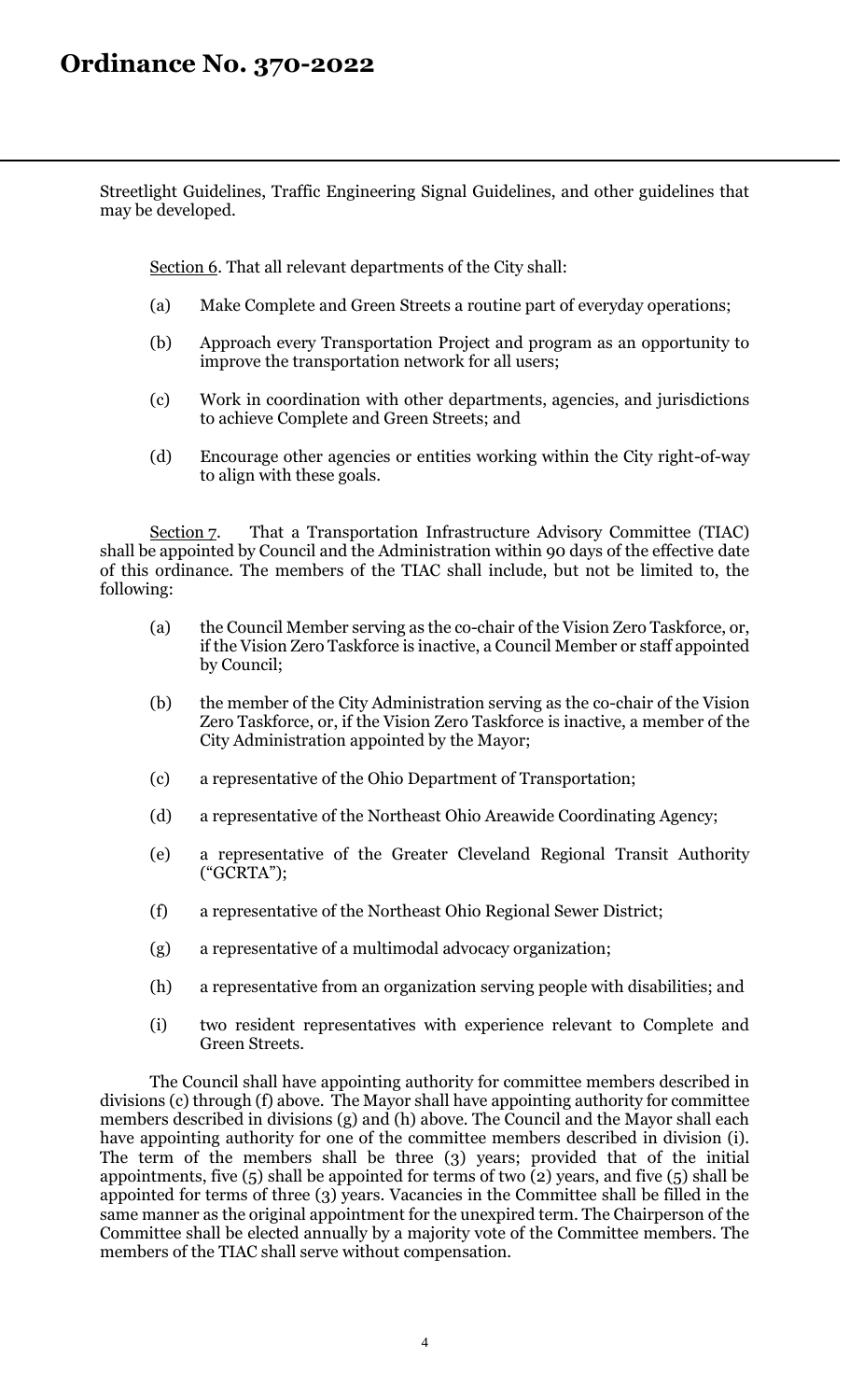Streetlight Guidelines, Traffic Engineering Signal Guidelines, and other guidelines that may be developed.

Section 6. That all relevant departments of the City shall:

(a) Make Complete and Green Streets a routine part of everyday operations;

(b) Approach every Transportation Project and program as an opportunity to improve the transportation network for all users;

(c) Work in coordination with other departments, agencies, and jurisdictions to achieve Complete and Green Streets; and

(d) Encourage other agencies or entities working within the City right-of-way to align with these goals.

Section 7. That a Transportation Infrastructure Advisory Committee (TIAC) shall be appointed by Council and the Administration within 90 days of the effective date of this ordinance. The members of the TIAC shall include, but not be limited to, the following:

(a) the Council Member serving as the co-chair of the Vision Zero Taskforce, or, if the Vision Zero Taskforce is inactive, a Council Member or staff appointed by Council;

(b) the member of the City Administration serving as the co-chair of the Vision Zero Taskforce, or, if the Vision Zero Taskforce is inactive, a member of the City Administration appointed by the Mayor;

(c) a representative of the Ohio Department of Transportation;

(d) a representative of the Northeast Ohio Areawide Coordinating Agency;

(e) a representative of the Greater Cleveland Regional Transit Authority ("GCRTA");

(f) a representative of the Northeast Ohio Regional Sewer District;

(g) a representative of a multimodal advocacy organization;

(h) a representative from an organization serving people with disabilities; and

(i) two resident representatives with experience relevant to Complete and Green Streets.

The Council shall have appointing authority for committee members described in divisions (c) through (f) above. The Mayor shall have appointing authority for committee members described in divisions (g) and (h) above. The Council and the Mayor shall each have appointing authority for one of the committee members described in division (i). The term of the members shall be three (3) years; provided that of the initial appointments, five (5) shall be appointed for terms of two (2) years, and five (5) shall be appointed for terms of three (3) years. Vacancies in the Committee shall be filled in the same manner as the original appointment for the unexpired term. The Chairperson of the Committee shall be elected annually by a majority vote of the Committee members. The members of the TIAC shall serve without compensation.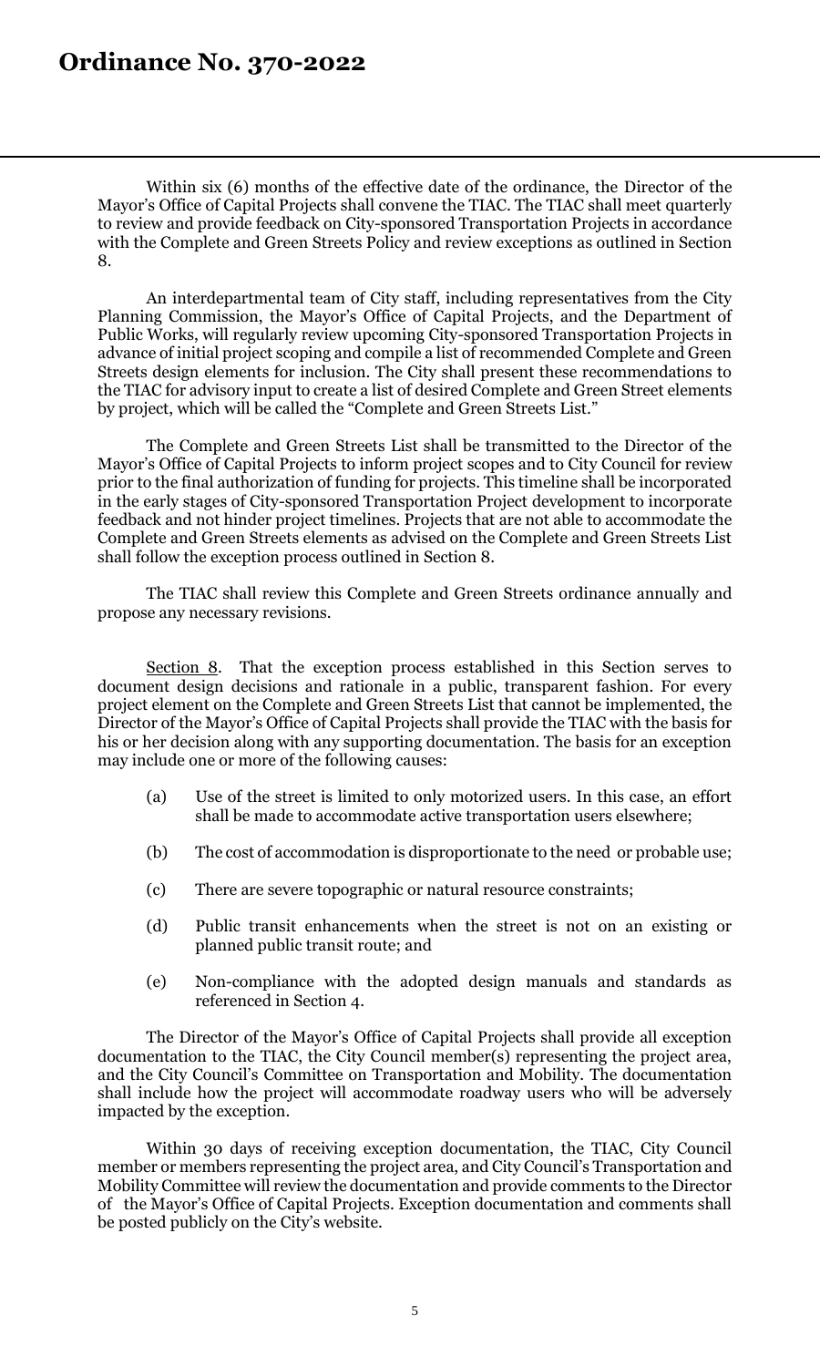Within six (6) months of the effective date of the ordinance, the Director of the Mayor's Office of Capital Projects shall convene the TIAC. The TIAC shall meet quarterly to review and provide feedback on City-sponsored Transportation Projects in accordance with the Complete and Green Streets Policy and review exceptions as outlined in Section 8.

An interdepartmental team of City staff, including representatives from the City Planning Commission, the Mayor's Office of Capital Projects, and the Department of Public Works, will regularly review upcoming City-sponsored Transportation Projects in advance of initial project scoping and compile a list of recommended Complete and Green Streets design elements for inclusion. The City shall present these recommendations to the TIAC for advisory input to create a list of desired Complete and Green Street elements by project, which will be called the "Complete and Green Streets List."

The Complete and Green Streets List shall be transmitted to the Director of the Mayor's Office of Capital Projects to inform project scopes and to City Council for review prior to the final authorization of funding for projects. This timeline shall be incorporated in the early stages of City-sponsored Transportation Project development to incorporate feedback and not hinder project timelines. Projects that are not able to accommodate the Complete and Green Streets elements as advised on the Complete and Green Streets List shall follow the exception process outlined in Section 8.

The TIAC shall review this Complete and Green Streets ordinance annually and propose any necessary revisions.

Section 8. That the exception process established in this Section serves to document design decisions and rationale in a public, transparent fashion. For every project element on the Complete and Green Streets List that cannot be implemented, the Director of the Mayor's Office of Capital Projects shall provide the TIAC with the basis for his or her decision along with any supporting documentation. The basis for an exception may include one or more of the following causes:

(a) Use of the street is limited to only motorized users. In this case, an effort shall be made to accommodate active transportation users elsewhere;

(b) The cost of accommodation is disproportionate to the need or probable use;

(c) There are severe topographic or natural resource constraints;

(d) Public transit enhancements when the street is not on an existing or planned public transit route; and

(e) Non-compliance with the adopted design manuals and standards as referenced in Section 4.

The Director of the Mayor's Office of Capital Projects shall provide all exception documentation to the TIAC, the City Council member(s) representing the project area, and the City Council's Committee on Transportation and Mobility. The documentation shall include how the project will accommodate roadway users who will be adversely impacted by the exception.

Within 30 days of receiving exception documentation, the TIAC, City Council member or members representing the project area, and City Council's Transportation and Mobility Committee will review the documentation and provide comments to the Director of the Mayor's Office of Capital Projects. Exception documentation and comments shall be posted publicly on the City's website.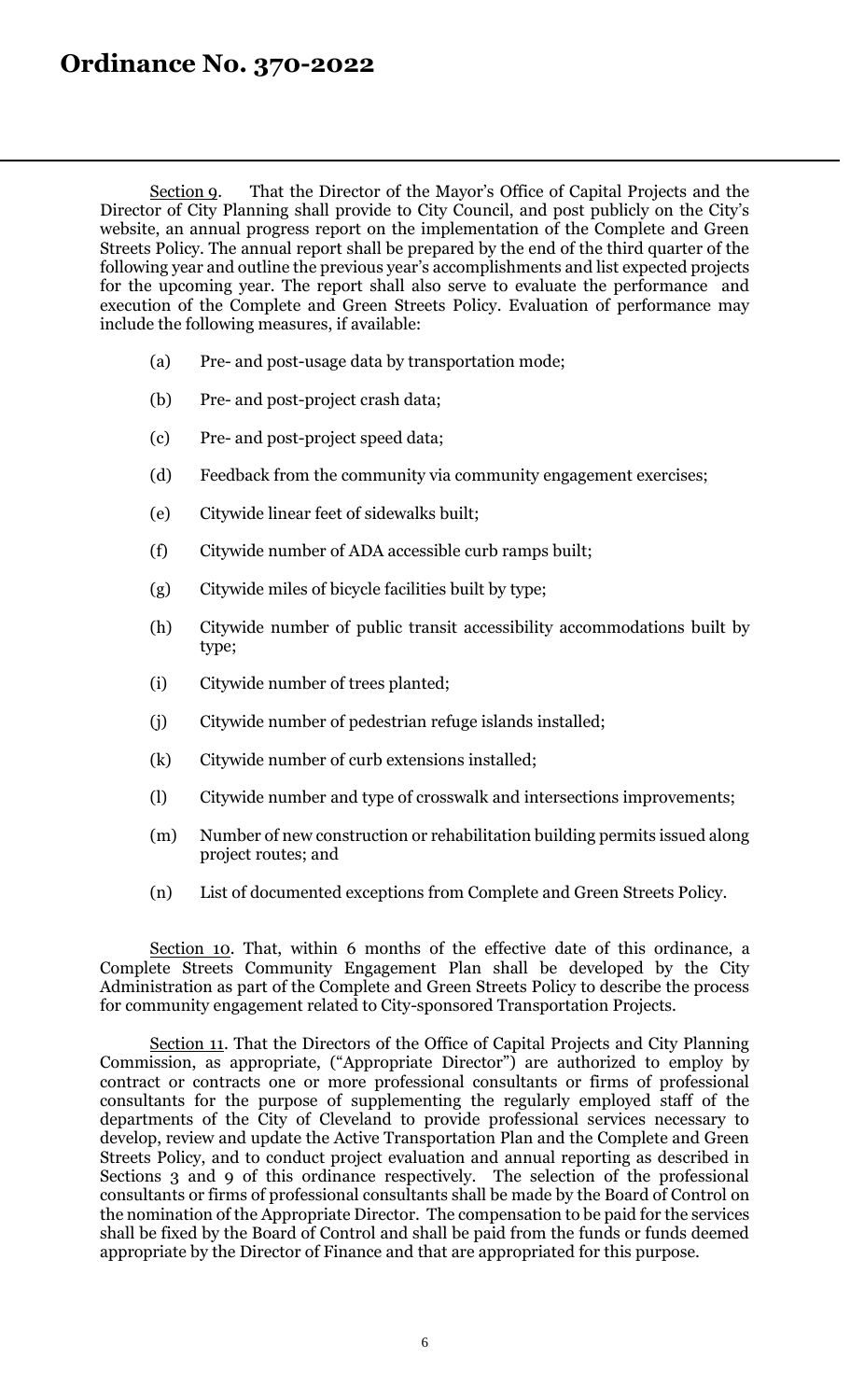# Ordinance No. 370-2022

Section 9. That the Director of the Mayor's Office of Capital Projects and the Director of City Planning shall provide to City Council, and post publicly on the City's website, an annual progress report on the implementation of the Complete and Green Streets Policy. The annual report shall be prepared by the end of the third quarter of the following year and outline the previous year's accomplishments and list expected projects for the upcoming year. The report shall also serve to evaluate the performance and execution of the Complete and Green Streets Policy. Evaluation of performance may include the following measures, if available:

(a) Pre- and post-usage data by transportation mode;

(b) Pre- and post-project crash data;

(c) Pre- and post-project speed data;

(d) Feedback from the community via community engagement exercises;

(e) Citywide linear feet of sidewalks built;

(f) Citywide number of ADA accessible curb ramps built;

(g) Citywide miles of bicycle facilities built by type;

(h) Citywide number of public transit accessibility accommodations built by type;

(i) Citywide number of trees planted;

(j) Citywide number of pedestrian refuge islands installed;

(k) Citywide number of curb extensions installed;

(l) Citywide number and type of crosswalk and intersections improvements;

(m) Number of new construction or rehabilitation building permits issued along project routes; and

(n) List of documented exceptions from Complete and Green Streets Policy.

Section 10. That, within 6 months of the effective date of this ordinance, a Complete Streets Community Engagement Plan shall be developed by the City Administration as part of the Complete and Green Streets Policy to describe the process for community engagement related to City-sponsored Transportation Projects.

Section 11. That the Directors of the Office of Capital Projects and City Planning Commission, as appropriate, ("Appropriate Director") are authorized to employ by contract or contracts one or more professional consultants or firms of professional consultants for the purpose of supplementing the regularly employed staff of the departments of the City of Cleveland to provide professional services necessary to develop, review and update the Active Transportation Plan and the Complete and Green Streets Policy, and to conduct project evaluation and annual reporting as described in Sections 3 and 9 of this ordinance respectively. The selection of the professional consultants or firms of professional consultants shall be made by the Board of Control on the nomination of the Appropriate Director. The compensation to be paid for the services shall be fixed by the Board of Control and shall be paid from the funds or funds deemed appropriate by the Director of Finance and that are appropriated for this purpose.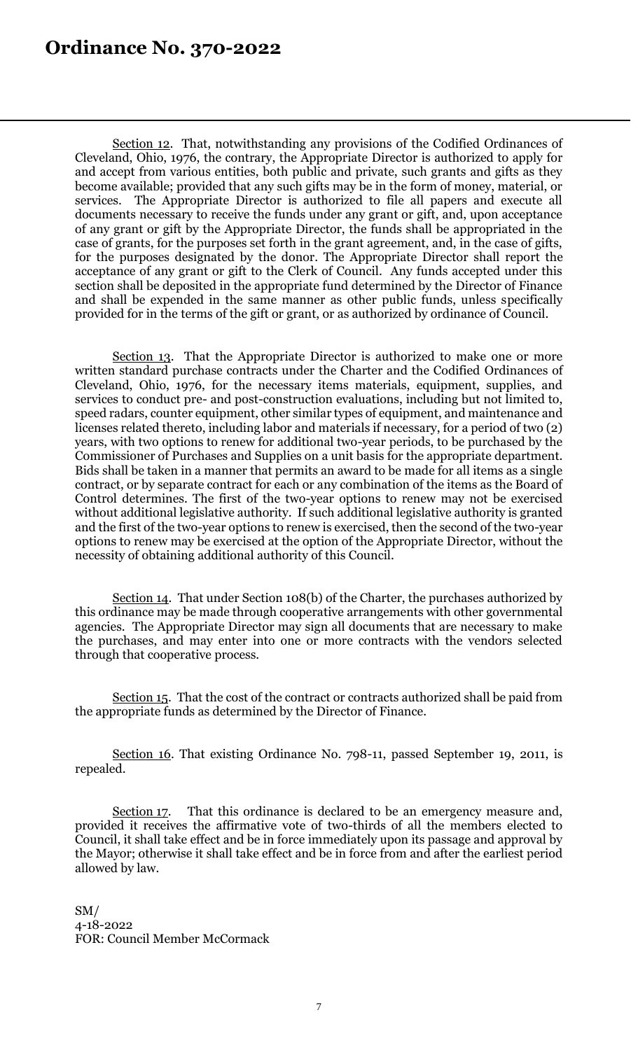# Ordinance No. 370-2022

Section 12. That, notwithstanding any provisions of the Codified Ordinances of Cleveland, Ohio, 1976, the contrary, the Appropriate Director is authorized to apply for and accept from various entities, both public and private, such grants and gifts as they become available; provided that any such gifts may be in the form of money, material, or services. The Appropriate Director is authorized to file all papers and execute all documents necessary to receive the funds under any grant or gift, and, upon acceptance of any grant or gift by the Appropriate Director, the funds shall be appropriated in the case of grants, for the purposes set forth in the grant agreement, and, in the case of gifts, for the purposes designated by the donor. The Appropriate Director shall report the acceptance of any grant or gift to the Clerk of Council. Any funds accepted under this section shall be deposited in the appropriate fund determined by the Director of Finance and shall be expended in the same manner as other public funds, unless specifically provided for in the terms of the gift or grant, or as authorized by ordinance of Council.

Section 13. That the Appropriate Director is authorized to make one or more written standard purchase contracts under the Charter and the Codified Ordinances of Cleveland, Ohio, 1976, for the necessary items materials, equipment, supplies, and services to conduct pre- and post-construction evaluations, including but not limited to, speed radars, counter equipment, other similar types of equipment, and maintenance and licenses related thereto, including labor and materials if necessary, for a period of two (2) years, with two options to renew for additional two-year periods, to be purchased by the Commissioner of Purchases and Supplies on a unit basis for the appropriate department. Bids shall be taken in a manner that permits an award to be made for all items as a single contract, or by separate contract for each or any combination of the items as the Board of Control determines. The first of the two-year options to renew may not be exercised without additional legislative authority. If such additional legislative authority is granted and the first of the two-year options to renew is exercised, then the second of the two-year options to renew may be exercised at the option of the Appropriate Director, without the necessity of obtaining additional authority of this Council.

Section 14. That under Section 108(b) of the Charter, the purchases authorized by this ordinance may be made through cooperative arrangements with other governmental agencies. The Appropriate Director may sign all documents that are necessary to make the purchases, and may enter into one or more contracts with the vendors selected through that cooperative process.

Section 15. That the cost of the contract or contracts authorized shall be paid from the appropriate funds as determined by the Director of Finance.

Section 16. That existing Ordinance No. 798-11, passed September 19, 2011, is repealed.

Section 17. That this ordinance is declared to be an emergency measure and, provided it receives the affirmative vote of two-thirds of all the members elected to Council, it shall take effect and be in force immediately upon its passage and approval by the Mayor; otherwise it shall take effect and be in force from and after the earliest period allowed by law.

SM/
4-18-2022
FOR: Council Member McCormack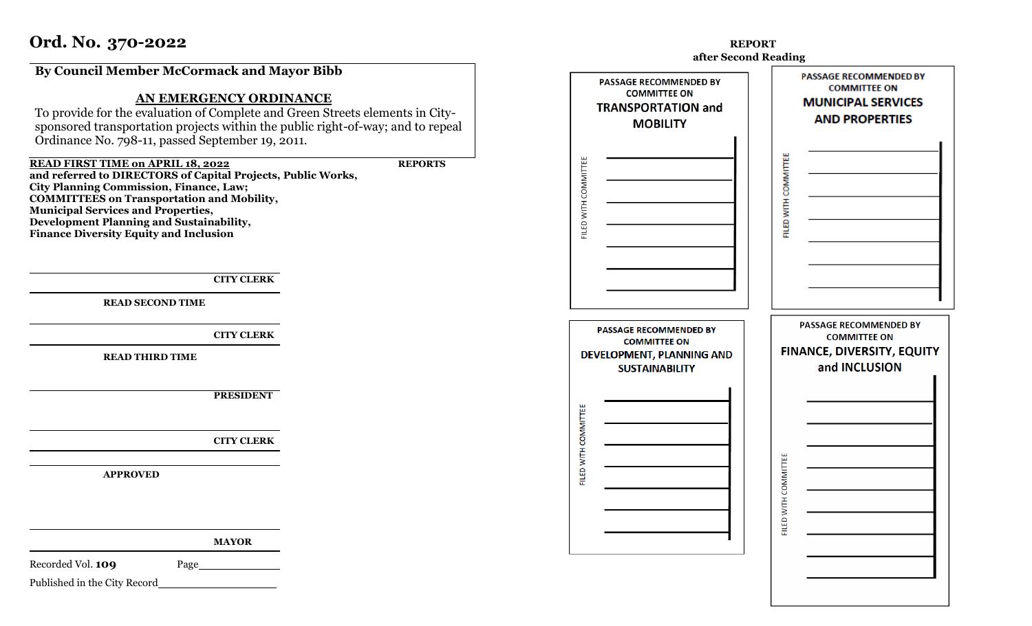# Ord. No. 370-2022

**By Council Member McCormack and Mayor Bibb**

**AN EMERGENCY ORDINANCE**

To provide for the evaluation of Complete and Green Streets elements in City-sponsored transportation projects within the public right-of-way; and to repeal Ordinance No. 798-11, passed September 19, 2011.

**READ FIRST TIME on APRIL 18, 2022**
**and referred to DIRECTORS of Capital Projects, Public Works, City Planning Commission, Finance, Law; COMMITTEES on Transportation and Mobility, Municipal Services and Properties, Development Planning and Sustainability, Finance Diversity Equity and Inclusion**

**REPORTS**

**CITY CLERK**

**READ SECOND TIME**

**CITY CLERK**

**READ THIRD TIME**

**PRESIDENT**

**CITY CLERK**

**APPROVED**

**MAYOR**

Recorded Vol. **109** Page

Published in the City Record

**REPORT**
**after Second Reading**

PASSAGE RECOMMENDED BY COMMITTEE ON
**TRANSPORTATION and MOBILITY**

FILED WITH COMMITTEE

PASSAGE RECOMMENDED BY COMMITTEE ON
**MUNICIPAL SERVICES AND PROPERTIES**

FILED WITH COMMITTEE

PASSAGE RECOMMENDED BY COMMITTEE ON
**DEVELOPMENT, PLANNING AND SUSTAINABILITY**

FILED WITH COMMITTEE

PASSAGE RECOMMENDED BY COMMITTEE ON
**FINANCE, DIVERSITY, EQUITY and INCLUSION**

FILED WITH COMMITTEE